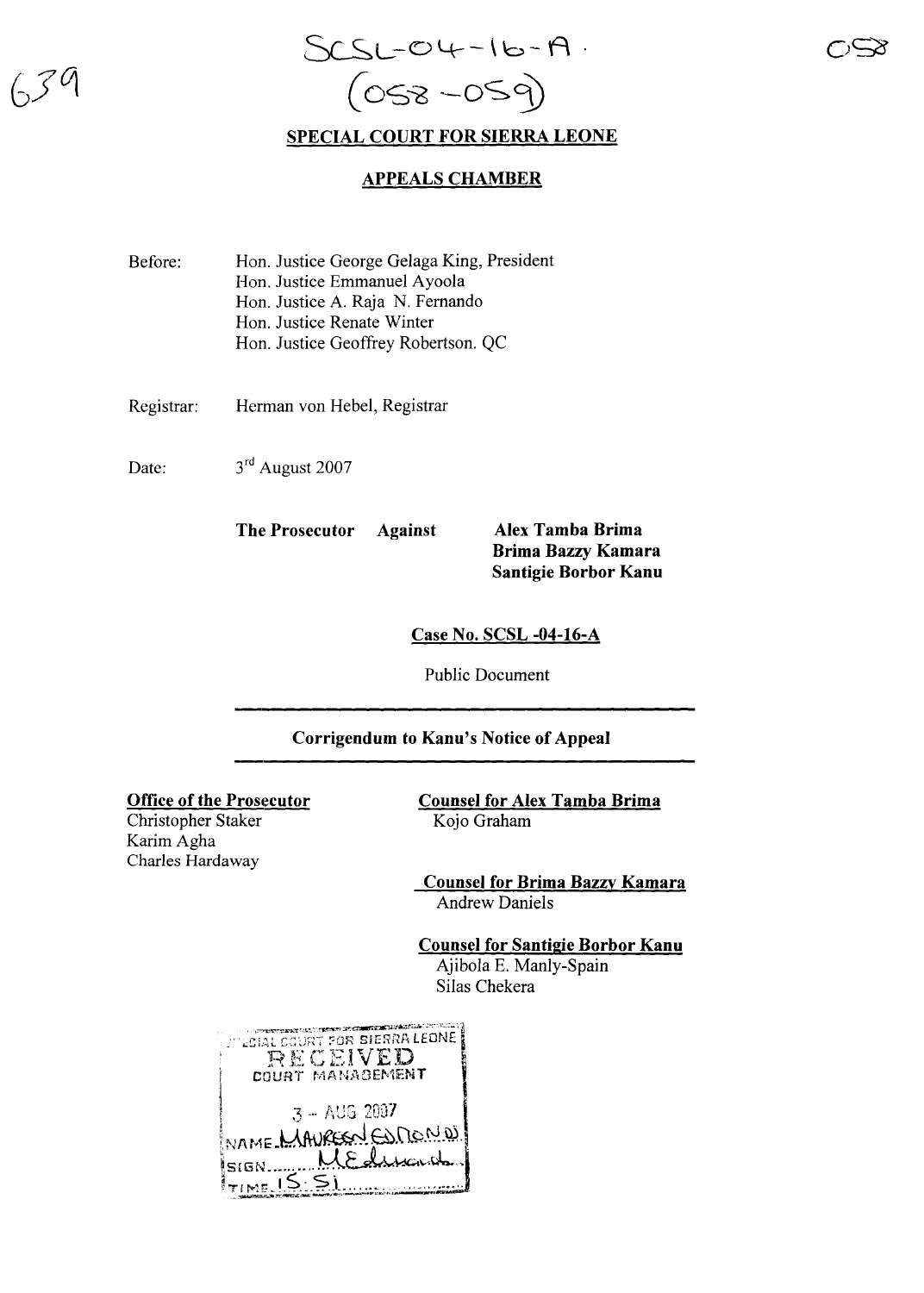SCSL-04-16-A.
(058-059)

# SPECIAL COURT FOR SIERRA LEONE

## APPEALS CHAMBER

Before: Hon. Justice George Gelaga King, President
Hon. Justice Emmanuel Ayoola
Hon. Justice A. Raja N. Fernando
Hon. Justice Renate Winter
Hon. Justice Geoffrey Robertson. QC

Registrar: Herman von Hebel, Registrar

Date: 3rd August 2007

**The Prosecutor Against Alex Tamba Brima**
**Brima Bazzy Kamara**
**Santigie Borbor Kanu**

**Case No. SCSL -04-16-A**

Public Document

---

**Corrigendum to Kanu's Notice of Appeal**

---

**Office of the Prosecutor**
Christopher Staker
Karim Agha
Charles Hardaway

**Counsel for Alex Tamba Brima**
Kojo Graham

**Counsel for Brima Bazzy Kamara**
Andrew Daniels

**Counsel for Santigie Borbor Kanu**
Ajibola E. Manly-Spain
Silas Chekera

SPECIAL COURT FOR SIERRA LEONE
RECEIVED
COURT MANAGEMENT
3 - AUG 2007
NAME MAUREEN EDMOND
SIGN M Edmond
TIME 15:51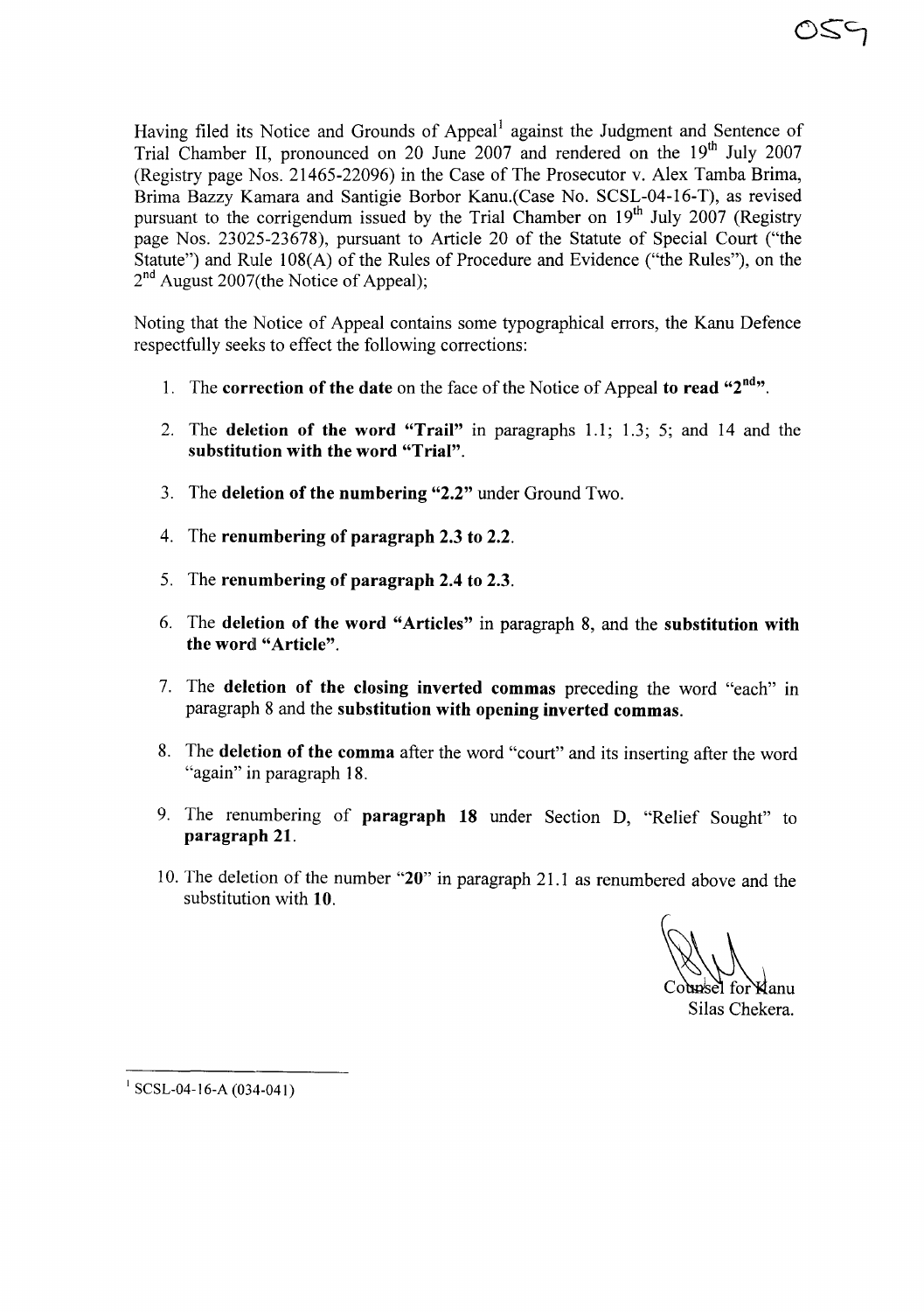Having filed its Notice and Grounds of Appeal[1] against the Judgment and Sentence of Trial Chamber II, pronounced on 20 June 2007 and rendered on the 19th July 2007 (Registry page Nos. 21465-22096) in the Case of The Prosecutor v. Alex Tamba Brima, Brima Bazzy Kamara and Santigie Borbor Kanu.(Case No. SCSL-04-16-T), as revised pursuant to the corrigendum issued by the Trial Chamber on 19th July 2007 (Registry page Nos. 23025-23678), pursuant to Article 20 of the Statute of Special Court ("the Statute") and Rule 108(A) of the Rules of Procedure and Evidence ("the Rules"), on the 2nd August 2007(the Notice of Appeal);

Noting that the Notice of Appeal contains some typographical errors, the Kanu Defence respectfully seeks to effect the following corrections:

1. The **correction of the date** on the face of the Notice of Appeal **to read "2nd"**.
2. The **deletion of the word "Trail"** in paragraphs 1.1; 1.3; 5; and 14 and the **substitution with the word "Trial"**.
3. The **deletion of the numbering "2.2"** under Ground Two.
4. The **renumbering of paragraph 2.3 to 2.2**.
5. The **renumbering of paragraph 2.4 to 2.3**.
6. The **deletion of the word "Articles"** in paragraph 8, and the **substitution with the word "Article"**.
7. The **deletion of the closing inverted commas** preceding the word "each" in paragraph 8 and the **substitution with opening inverted commas**.
8. The **deletion of the comma** after the word "court" and its inserting after the word "again" in paragraph 18.
9. The renumbering of **paragraph 18** under Section D, "Relief Sought" to **paragraph 21**.
10. The deletion of the number "**20**" in paragraph 21.1 as renumbered above and the substitution with **10**.

Counsel for Kanu
Silas Chekera.

[1] SCSL-04-16-A (034-041)